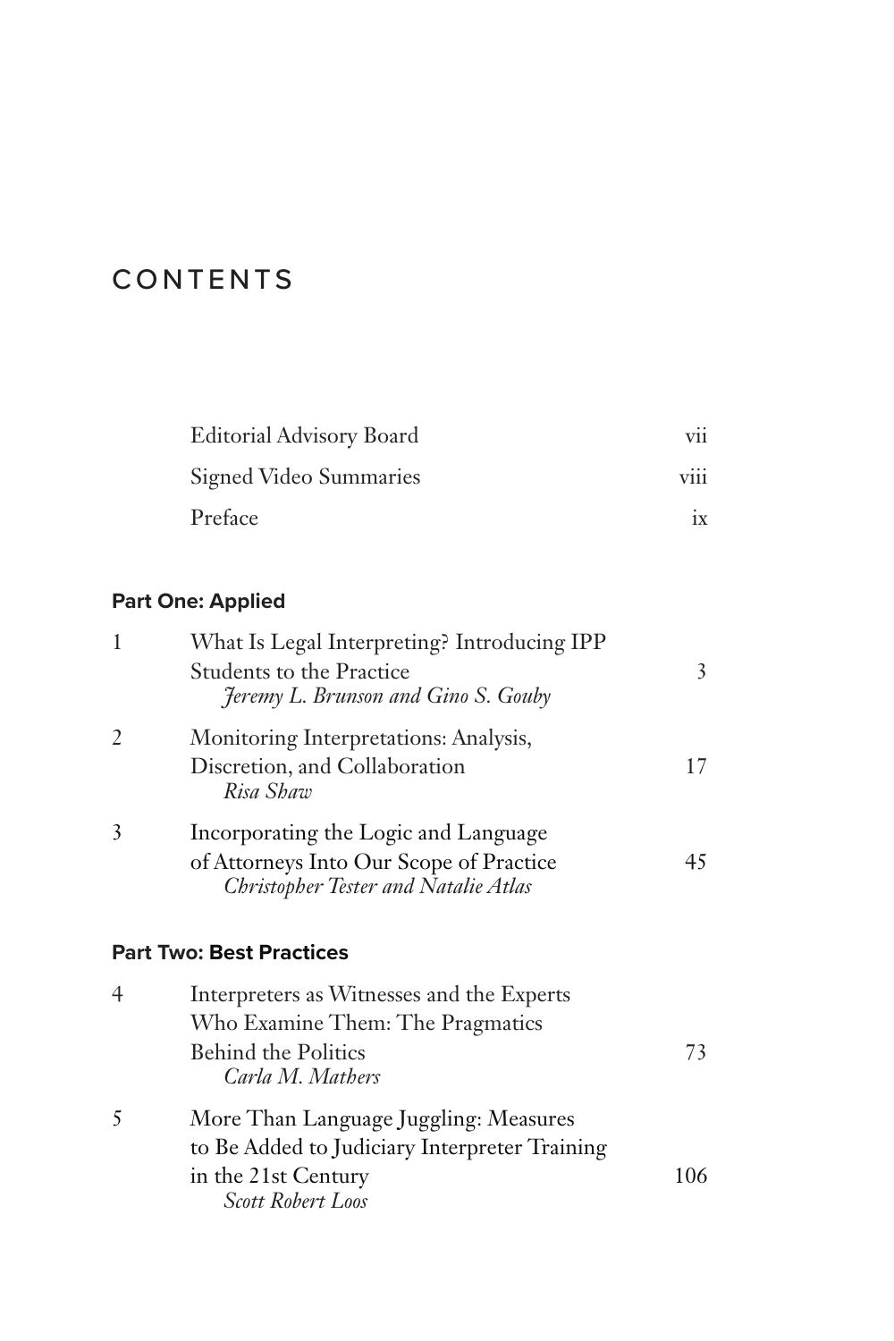# CONTENTS

| | | |
|---|---|---|
| | Editorial Advisory Board | vii |
| | Signed Video Summaries | viii |
| | Preface | ix |

**Part One: Applied**

| | | |
|---|---|---|
| 1 | What Is Legal Interpreting? Introducing IPP Students to the Practice<br>*Jeremy L. Brunson and Gino S. Gouby* | 3 |
| 2 | Monitoring Interpretations: Analysis, Discretion, and Collaboration<br>*Risa Shaw* | 17 |
| 3 | Incorporating the Logic and Language of Attorneys Into Our Scope of Practice<br>*Christopher Tester and Natalie Atlas* | 45 |

**Part Two: Best Practices**

| | | |
|---|---|---|
| 4 | Interpreters as Witnesses and the Experts Who Examine Them: The Pragmatics Behind the Politics<br>*Carla M. Mathers* | 73 |
| 5 | More Than Language Juggling: Measures to Be Added to Judiciary Interpreter Training in the 21st Century<br>*Scott Robert Loos* | 106 |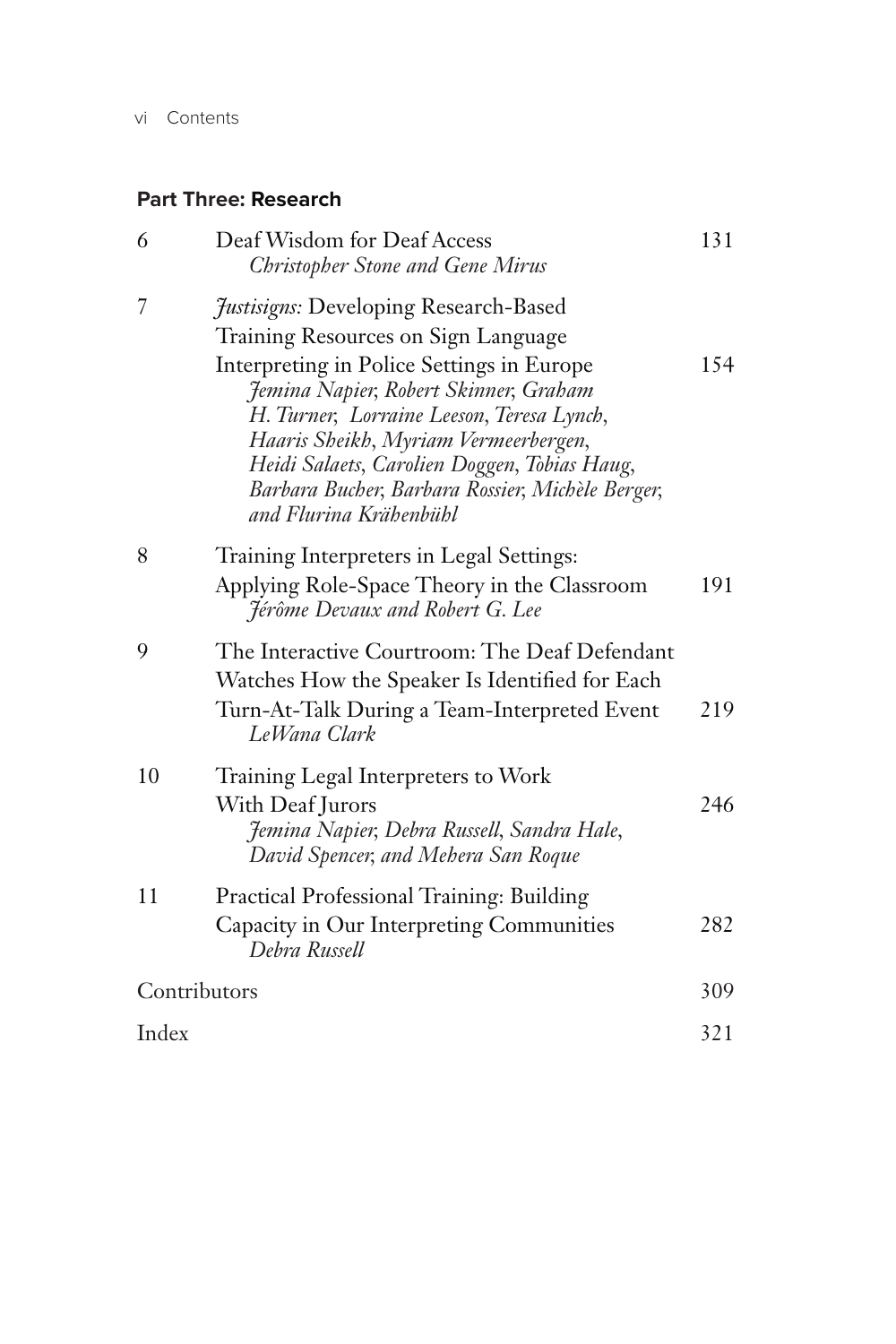**Part Three: Research**

| | | |
|---|---|---|
| 6 | Deaf Wisdom for Deaf Access<br>*Christopher Stone and Gene Mirus* | 131 |
| 7 | *Justisigns:* Developing Research-Based Training Resources on Sign Language Interpreting in Police Settings in Europe<br>*Jemina Napier, Robert Skinner, Graham H. Turner, Lorraine Leeson, Teresa Lynch, Haaris Sheikh, Myriam Vermeerbergen, Heidi Salaets, Carolien Doggen, Tobias Haug, Barbara Bucher, Barbara Rossier, Michèle Berger, and Flurina Krähenbühl* | 154 |
| 8 | Training Interpreters in Legal Settings: Applying Role-Space Theory in the Classroom<br>*Jérôme Devaux and Robert G. Lee* | 191 |
| 9 | The Interactive Courtroom: The Deaf Defendant Watches How the Speaker Is Identified for Each Turn-At-Talk During a Team-Interpreted Event<br>*LeWana Clark* | 219 |
| 10 | Training Legal Interpreters to Work With Deaf Jurors<br>*Jemina Napier, Debra Russell, Sandra Hale, David Spencer, and Mehera San Roque* | 246 |
| 11 | Practical Professional Training: Building Capacity in Our Interpreting Communities<br>*Debra Russell* | 282 |
| Contributors | | 309 |
| Index | | 321 |